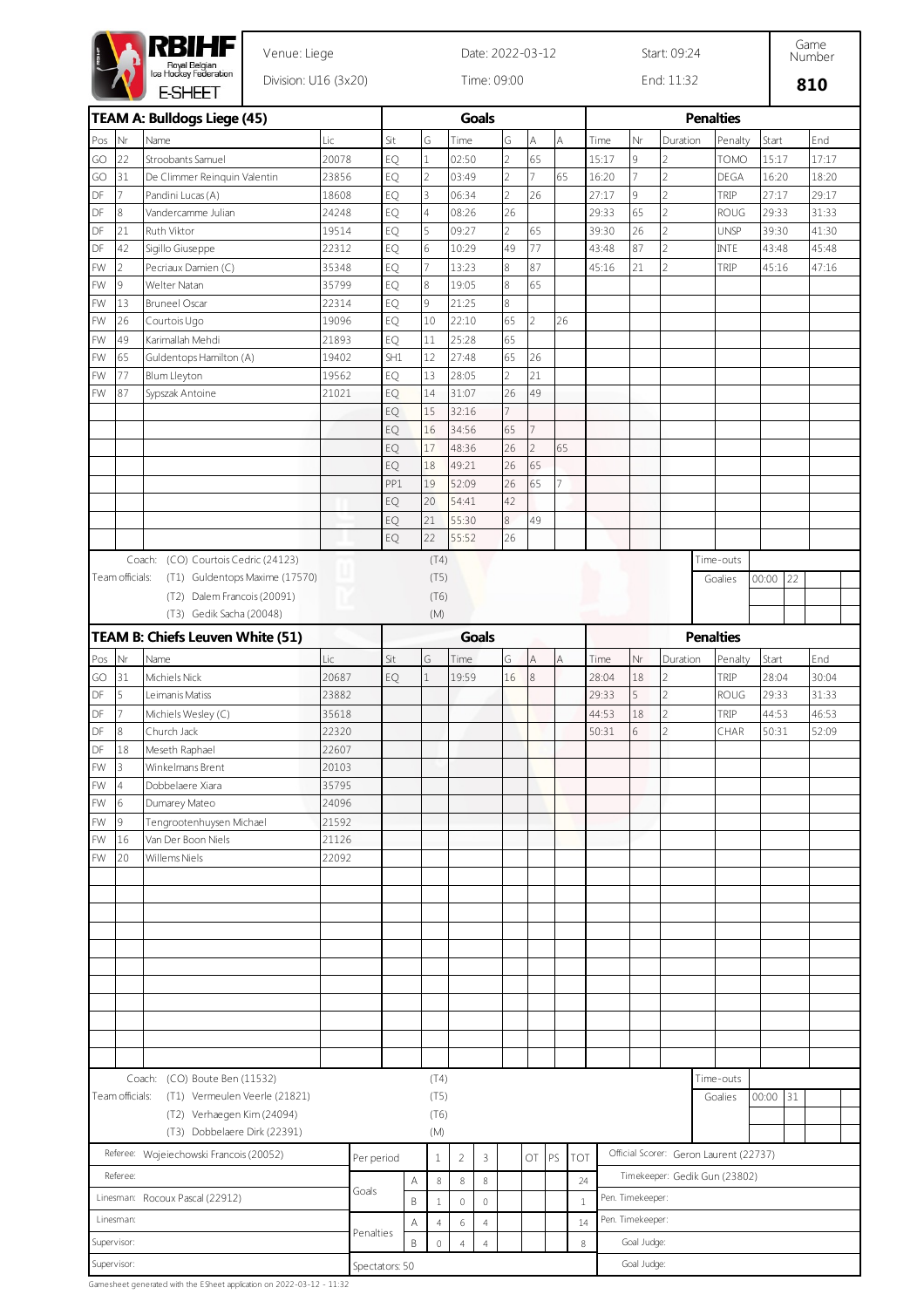# RBIHF Royal Belgian Ice Hockey Federation E-SHEET

Venue: Liege | Date: 2022-03-12 | Start: 09:24 | Game Number
Division: U16 (3x20) | Time: 09:00 | End: 11:32 | **810**

## TEAM A: Bulldogs Liege (45)

| Pos | Nr | Name | Lic | Sit | G | Time | G | A | A |
|---|---|---|---|---|---|---|---|---|---|
| GO | 22 | Stroobants Samuel | 20078 | EQ | 1 | 02:50 | 2 | 65 | |
| GO | 31 | De Climmer Reinquin Valentin | 23856 | EQ | 2 | 03:49 | 2 | 7 | 65 |
| DF | 7 | Pandini Lucas (A) | 18608 | EQ | 3 | 06:34 | 2 | 26 | |
| DF | 8 | Vandercamme Julian | 24248 | EQ | 4 | 08:26 | 26 | | |
| DF | 21 | Ruth Viktor | 19514 | EQ | 5 | 09:27 | 2 | 65 | |
| DF | 42 | Sigillo Giuseppe | 22312 | EQ | 6 | 10:29 | 49 | 77 | |
| FW | 2 | Pecriaux Damien (C) | 35348 | EQ | 7 | 13:23 | 8 | 87 | |
| FW | 9 | Welter Natan | 35799 | EQ | 8 | 19:05 | 8 | 65 | |
| FW | 13 | Bruneel Oscar | 22314 | EQ | 9 | 21:25 | 8 | | |
| FW | 26 | Courtois Ugo | 19096 | EQ | 10 | 22:10 | 65 | 2 | 26 |
| FW | 49 | Karimallah Mehdi | 21893 | EQ | 11 | 25:28 | 65 | | |
| FW | 65 | Guldentops Hamilton (A) | 19402 | SH1 | 12 | 27:48 | 65 | 26 | |
| FW | 77 | Blum Lleyton | 19562 | EQ | 13 | 28:05 | 2 | 21 | |
| FW | 87 | Sypszak Antoine | 21021 | EQ | 14 | 31:07 | 26 | 49 | |
| | | | | EQ | 15 | 32:16 | 7 | | |
| | | | | EQ | 16 | 34:56 | 65 | 7 | |
| | | | | EQ | 17 | 48:36 | 26 | 2 | 65 |
| | | | | EQ | 18 | 49:21 | 26 | 65 | |
| | | | | PP1 | 19 | 52:09 | 26 | 65 | 7 |
| | | | | EQ | 20 | 54:41 | 42 | | |
| | | | | EQ | 21 | 55:30 | 8 | 49 | |
| | | | | EQ | 22 | 55:52 | 26 | | |

**Penalties**

| Time | Nr | Duration | Penalty | Start | End |
|---|---|---|---|---|---|
| 15:17 | 9 | 2 | TOMO | 15:17 | 17:17 |
| 16:20 | 7 | 2 | DEGA | 16:20 | 18:20 |
| 27:17 | 9 | 2 | TRIP | 27:17 | 29:17 |
| 29:33 | 65 | 2 | ROUG | 29:33 | 31:33 |
| 39:30 | 26 | 2 | UNSP | 39:30 | 41:30 |
| 43:48 | 87 | 2 | INTE | 43:48 | 45:48 |
| 45:16 | 21 | 2 | TRIP | 45:16 | 47:16 |

Coach: (CO) Courtois Cedric (24123)
Team officials: (T1) Guldentops Maxime (17570)
(T2) Dalem Francois (20091)
(T3) Gedik Sacha (20048)
(T4) (T5) (T6) (M)

Time-outs
Goalies: 00:00 22

## TEAM B: Chiefs Leuven White (51)

| Pos | Nr | Name | Lic | Sit | G | Time | G | A | A |
|---|---|---|---|---|---|---|---|---|---|
| GO | 31 | Michiels Nick | 20687 | EQ | 1 | 19:59 | 16 | 8 | |
| DF | 5 | Leimanis Matiss | 23882 | | | | | | |
| DF | 7 | Michiels Wesley (C) | 35618 | | | | | | |
| DF | 8 | Church Jack | 22320 | | | | | | |
| DF | 18 | Meseth Raphael | 22607 | | | | | | |
| FW | 3 | Winkelmans Brent | 20103 | | | | | | |
| FW | 4 | Dobbelaere Xiara | 35795 | | | | | | |
| FW | 6 | Dumarey Mateo | 24096 | | | | | | |
| FW | 9 | Tengrootenhuysen Michael | 21592 | | | | | | |
| FW | 16 | Van Der Boon Niels | 21126 | | | | | | |
| FW | 20 | Willems Niels | 22092 | | | | | | |

**Penalties**

| Time | Nr | Duration | Penalty | Start | End |
|---|---|---|---|---|---|
| 28:04 | 18 | 2 | TRIP | 28:04 | 30:04 |
| 29:33 | 5 | 2 | ROUG | 29:33 | 31:33 |
| 44:53 | 18 | 2 | TRIP | 44:53 | 46:53 |
| 50:31 | 6 | 2 | CHAR | 50:31 | 52:09 |

Coach: (CO) Boute Ben (11532)
Team officials: (T1) Vermeulen Veerle (21821)
(T2) Verhaegen Kim (24094)
(T3) Dobbelaere Dirk (22391)
(T4) (T5) (T6) (M)

Time-outs
Goalies: 00:00 31

## Summary

| Per period | | 1 | 2 | 3 | OT | PS | TOT |
|---|---|---|---|---|---|---|---|
| Goals | A | 8 | 8 | 8 | | | 24 |
| | B | 1 | 0 | 0 | | | 1 |
| Penalties | A | 4 | 6 | 4 | | | 14 |
| | B | 0 | 4 | 4 | | | 8 |

Spectators: 50

Referee: Wojeiechowski Francois (20052)
Referee:
Linesman: Rocoux Pascal (22912)
Linesman:
Supervisor:
Supervisor:

Official Scorer: Geron Laurent (22737)
Timekeeper: Gedik Gun (23802)
Pen. Timekeeper:
Pen. Timekeeper:
Goal Judge:
Goal Judge:

Gamesheet generated with the ESheet application on 2022-03-12 - 11:32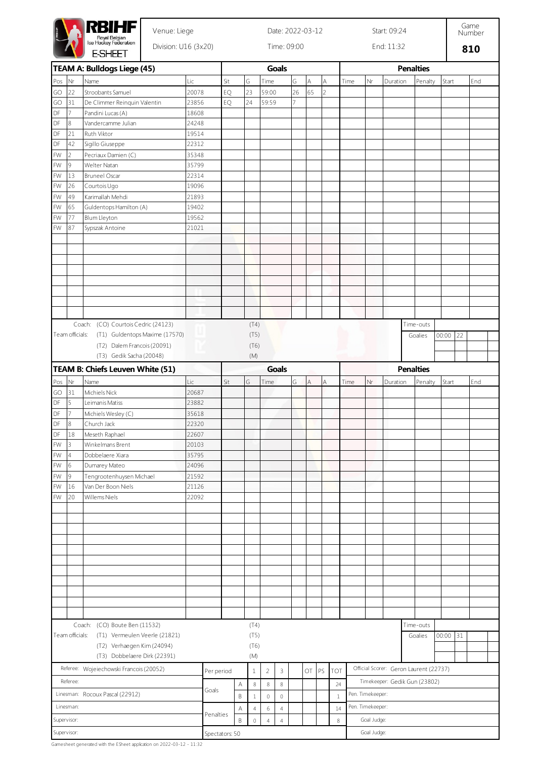# RBIHF Royal Belgian Ice Hockey Federation E-SHEET

Venue: Liege | Division: U16 (3x20) | Date: 2022-03-12 | Time: 09:00 | Start: 09:24 | End: 11:32 | Game Number **810**

## TEAM A: Bulldogs Liege (45)

| Pos | Nr | Name | Lic | Sit | G | Time | G | A | A | Time | Nr | Duration | Penalty | Start | End |
|---|---|---|---|---|---|---|---|---|---|---|---|---|---|---|---|
| GO | 22 | Stroobants Samuel | 20078 | EQ | 23 | 59:00 | 26 | 65 | 2 | | | | | | |
| GO | 31 | De Climmer Reinquin Valentin | 23856 | EQ | 24 | 59:59 | 7 | | | | | | | | |
| DF | 7 | Pandini Lucas (A) | 18608 | | | | | | | | | | | | |
| DF | 8 | Vandercamme Julian | 24248 | | | | | | | | | | | | |
| DF | 21 | Ruth Viktor | 19514 | | | | | | | | | | | | |
| DF | 42 | Sigillo Giuseppe | 22312 | | | | | | | | | | | | |
| FW | 2 | Pecriaux Damien (C) | 35348 | | | | | | | | | | | | |
| FW | 9 | Welter Natan | 35799 | | | | | | | | | | | | |
| FW | 13 | Bruneel Oscar | 22314 | | | | | | | | | | | | |
| FW | 26 | Courtois Ugo | 19096 | | | | | | | | | | | | |
| FW | 49 | Karimallah Mehdi | 21893 | | | | | | | | | | | | |
| FW | 65 | Guldentops Hamilton (A) | 19402 | | | | | | | | | | | | |
| FW | 77 | Blum Lleyton | 19562 | | | | | | | | | | | | |
| FW | 87 | Sypszak Antoine | 21021 | | | | | | | | | | | | |

Coach: (CO) Courtois Cedric (24123)
Team officials: (T1) Guldentops Maxime (17570), (T2) Dalem Francois (20091), (T3) Gedik Sacha (20048)
(T4) (T5) (T6) (M)

Time-outs:
Goalies: 00:00 22

## TEAM B: Chiefs Leuven White (51)

| Pos | Nr | Name | Lic | Sit | G | Time | G | A | A | Time | Nr | Duration | Penalty | Start | End |
|---|---|---|---|---|---|---|---|---|---|---|---|---|---|---|---|
| GO | 31 | Michiels Nick | 20687 | | | | | | | | | | | | |
| DF | 5 | Leimanis Matiss | 23882 | | | | | | | | | | | | |
| DF | 7 | Michiels Wesley (C) | 35618 | | | | | | | | | | | | |
| DF | 8 | Church Jack | 22320 | | | | | | | | | | | | |
| DF | 18 | Meseth Raphael | 22607 | | | | | | | | | | | | |
| FW | 3 | Winkelmans Brent | 20103 | | | | | | | | | | | | |
| FW | 4 | Dobbelaere Xiara | 35795 | | | | | | | | | | | | |
| FW | 6 | Dumarey Mateo | 24096 | | | | | | | | | | | | |
| FW | 9 | Tengrootenhuysen Michael | 21592 | | | | | | | | | | | | |
| FW | 16 | Van Der Boon Niels | 21126 | | | | | | | | | | | | |
| FW | 20 | Willems Niels | 22092 | | | | | | | | | | | | |

Coach: (CO) Boute Ben (11532)
Team officials: (T1) Vermeulen Veerle (21821), (T2) Verhaegen Kim (24094), (T3) Dobbelaere Dirk (22391)
(T4) (T5) (T6) (M)

Time-outs:
Goalies: 00:00 31

## Summary

| Per period | | 1 | 2 | 3 | OT | PS | TOT |
|---|---|---|---|---|---|---|---|
| Goals | A | 8 | 8 | 8 | | | 24 |
| | B | 1 | 0 | 0 | | | 1 |
| Penalties | A | 4 | 6 | 4 | | | 14 |
| | B | 0 | 4 | 4 | | | 8 |

Spectators: 50

Referee: Wojeiechowski Francois (20052)
Referee:
Linesman: Rocoux Pascal (22912)
Linesman:
Supervisor:
Supervisor:

Official Scorer: Geron Laurent (22737)
Timekeeper: Gedik Gun (23802)
Pen. Timekeeper:
Pen. Timekeeper:
Goal Judge:
Goal Judge:

Gamesheet generated with the ESheet application on 2022-03-12 - 11:32